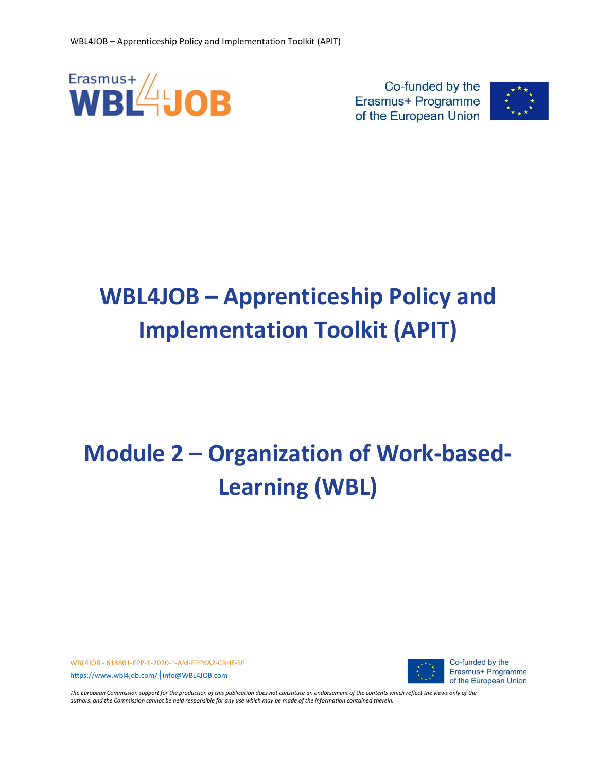# WBL4JOB – Apprenticeship Policy and Implementation Toolkit (APIT)

# Module 2 – Organization of Work-based-Learning (WBL)

WBL4JOB - 618801-EPP-1-2020-1-AM-EPPKA2-CBHE-SP
https://www.wbl4job.com/ | info@WBL4JOB.com

Co-funded by the Erasmus+ Programme of the European Union

*The European Commission support for the production of this publication does not constitute an endorsement of the contents which reflect the views only of the authors, and the Commission cannot be held responsible for any use which may be made of the information contained therein.*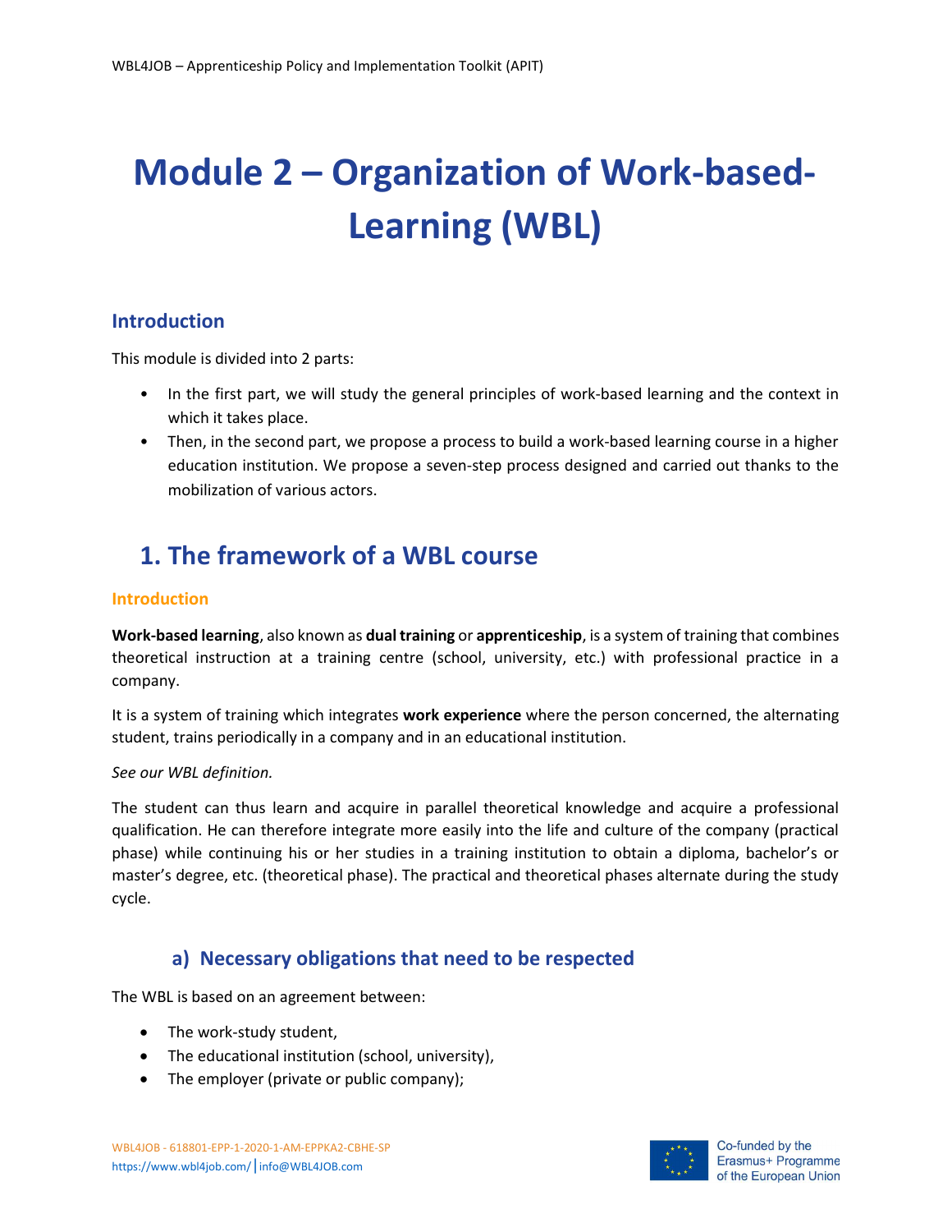# Module 2 – Organization of Work-based-Learning (WBL)

## Introduction

This module is divided into 2 parts:

- In the first part, we will study the general principles of work-based learning and the context in which it takes place.
- Then, in the second part, we propose a process to build a work-based learning course in a higher education institution. We propose a seven-step process designed and carried out thanks to the mobilization of various actors.

## 1. The framework of a WBL course

### Introduction

**Work-based learning**, also known as **dual training** or **apprenticeship**, is a system of training that combines theoretical instruction at a training centre (school, university, etc.) with professional practice in a company.

It is a system of training which integrates **work experience** where the person concerned, the alternating student, trains periodically in a company and in an educational institution.

*See our WBL definition.*

The student can thus learn and acquire in parallel theoretical knowledge and acquire a professional qualification. He can therefore integrate more easily into the life and culture of the company (practical phase) while continuing his or her studies in a training institution to obtain a diploma, bachelor's or master's degree, etc. (theoretical phase). The practical and theoretical phases alternate during the study cycle.

### a) Necessary obligations that need to be respected

The WBL is based on an agreement between:

- The work-study student,
- The educational institution (school, university),
- The employer (private or public company);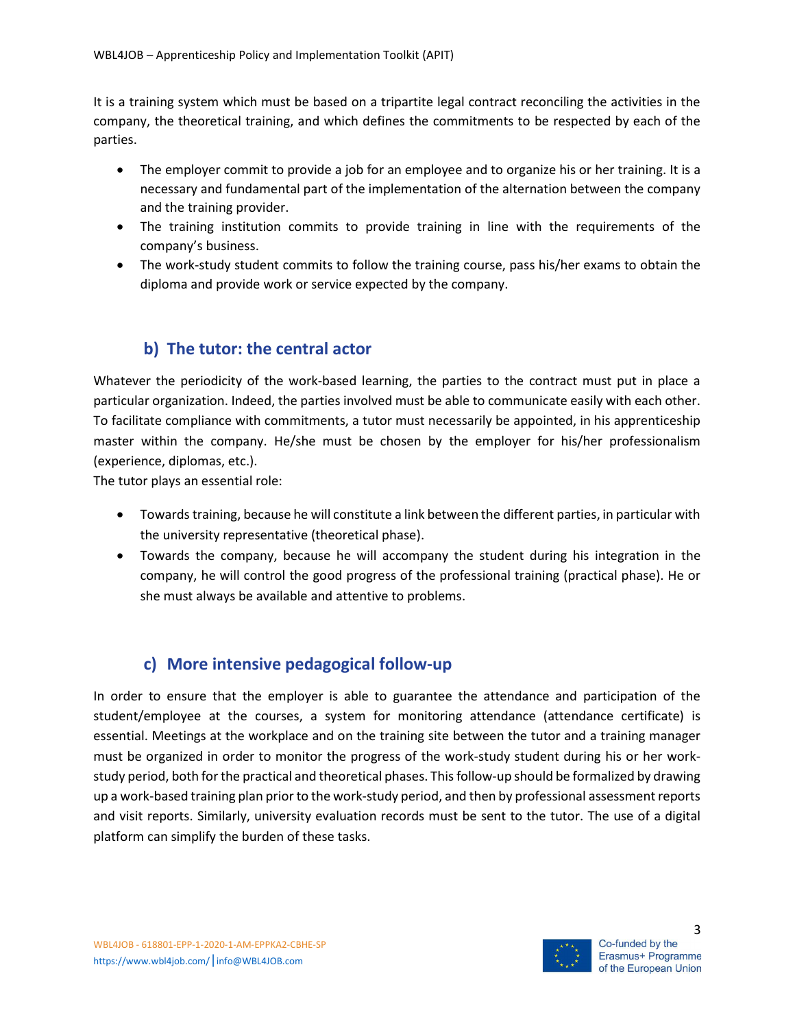It is a training system which must be based on a tripartite legal contract reconciling the activities in the company, the theoretical training, and which defines the commitments to be respected by each of the parties.

- The employer commit to provide a job for an employee and to organize his or her training. It is a necessary and fundamental part of the implementation of the alternation between the company and the training provider.
- The training institution commits to provide training in line with the requirements of the company's business.
- The work-study student commits to follow the training course, pass his/her exams to obtain the diploma and provide work or service expected by the company.

### b) The tutor: the central actor

Whatever the periodicity of the work-based learning, the parties to the contract must put in place a particular organization. Indeed, the parties involved must be able to communicate easily with each other. To facilitate compliance with commitments, a tutor must necessarily be appointed, in his apprenticeship master within the company. He/she must be chosen by the employer for his/her professionalism (experience, diplomas, etc.).

The tutor plays an essential role:

- Towards training, because he will constitute a link between the different parties, in particular with the university representative (theoretical phase).
- Towards the company, because he will accompany the student during his integration in the company, he will control the good progress of the professional training (practical phase). He or she must always be available and attentive to problems.

### c) More intensive pedagogical follow-up

In order to ensure that the employer is able to guarantee the attendance and participation of the student/employee at the courses, a system for monitoring attendance (attendance certificate) is essential. Meetings at the workplace and on the training site between the tutor and a training manager must be organized in order to monitor the progress of the work-study student during his or her work-study period, both for the practical and theoretical phases. This follow-up should be formalized by drawing up a work-based training plan prior to the work-study period, and then by professional assessment reports and visit reports. Similarly, university evaluation records must be sent to the tutor. The use of a digital platform can simplify the burden of these tasks.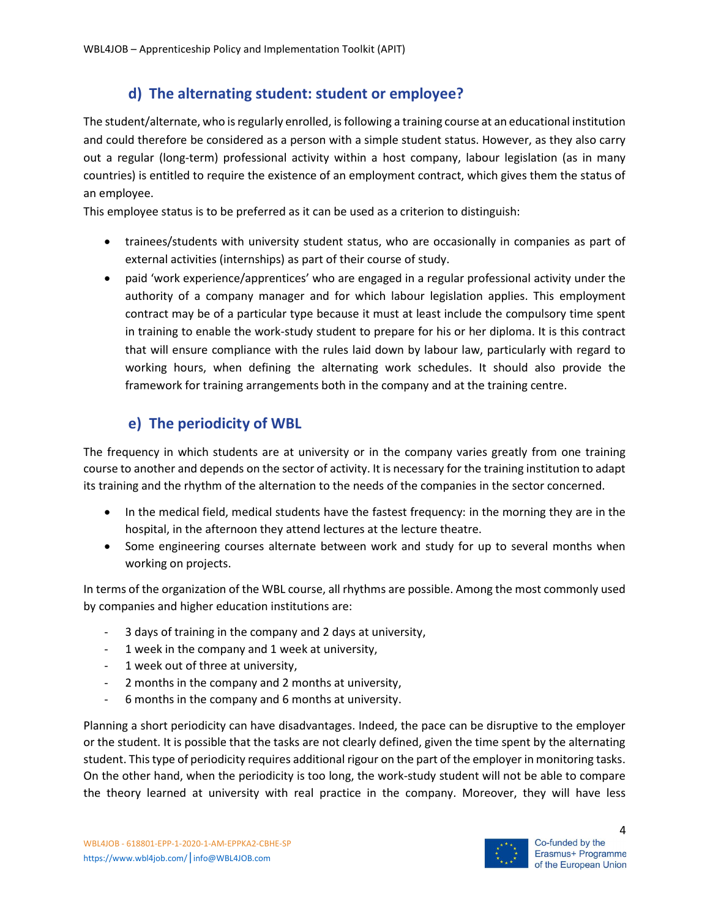## d) The alternating student: student or employee?

The student/alternate, who is regularly enrolled, is following a training course at an educational institution and could therefore be considered as a person with a simple student status. However, as they also carry out a regular (long-term) professional activity within a host company, labour legislation (as in many countries) is entitled to require the existence of an employment contract, which gives them the status of an employee.

This employee status is to be preferred as it can be used as a criterion to distinguish:

- trainees/students with university student status, who are occasionally in companies as part of external activities (internships) as part of their course of study.
- paid 'work experience/apprentices' who are engaged in a regular professional activity under the authority of a company manager and for which labour legislation applies. This employment contract may be of a particular type because it must at least include the compulsory time spent in training to enable the work-study student to prepare for his or her diploma. It is this contract that will ensure compliance with the rules laid down by labour law, particularly with regard to working hours, when defining the alternating work schedules. It should also provide the framework for training arrangements both in the company and at the training centre.

## e) The periodicity of WBL

The frequency in which students are at university or in the company varies greatly from one training course to another and depends on the sector of activity. It is necessary for the training institution to adapt its training and the rhythm of the alternation to the needs of the companies in the sector concerned.

- In the medical field, medical students have the fastest frequency: in the morning they are in the hospital, in the afternoon they attend lectures at the lecture theatre.
- Some engineering courses alternate between work and study for up to several months when working on projects.

In terms of the organization of the WBL course, all rhythms are possible. Among the most commonly used by companies and higher education institutions are:

- 3 days of training in the company and 2 days at university,
- 1 week in the company and 1 week at university,
- 1 week out of three at university,
- 2 months in the company and 2 months at university,
- 6 months in the company and 6 months at university.

Planning a short periodicity can have disadvantages. Indeed, the pace can be disruptive to the employer or the student. It is possible that the tasks are not clearly defined, given the time spent by the alternating student. This type of periodicity requires additional rigour on the part of the employer in monitoring tasks. On the other hand, when the periodicity is too long, the work-study student will not be able to compare the theory learned at university with real practice in the company. Moreover, they will have less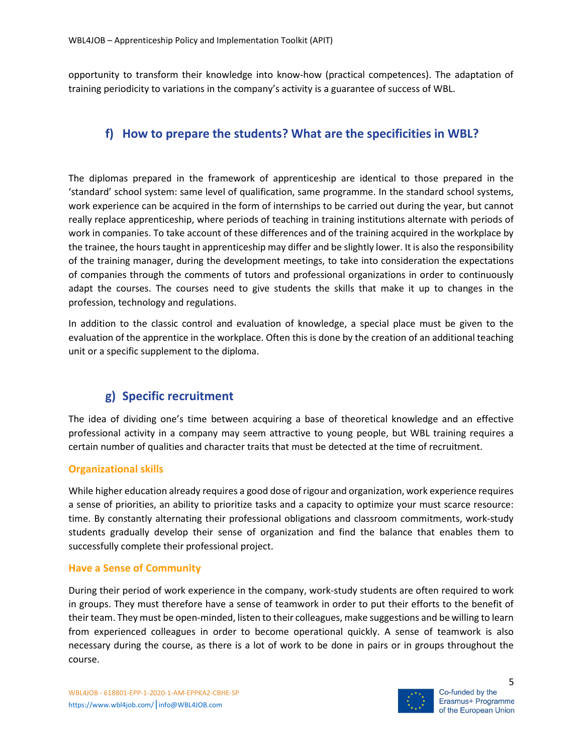opportunity to transform their knowledge into know-how (practical competences). The adaptation of training periodicity to variations in the company's activity is a guarantee of success of WBL.

## f) How to prepare the students? What are the specificities in WBL?

The diplomas prepared in the framework of apprenticeship are identical to those prepared in the 'standard' school system: same level of qualification, same programme. In the standard school systems, work experience can be acquired in the form of internships to be carried out during the year, but cannot really replace apprenticeship, where periods of teaching in training institutions alternate with periods of work in companies. To take account of these differences and of the training acquired in the workplace by the trainee, the hours taught in apprenticeship may differ and be slightly lower. It is also the responsibility of the training manager, during the development meetings, to take into consideration the expectations of companies through the comments of tutors and professional organizations in order to continuously adapt the courses. The courses need to give students the skills that make it up to changes in the profession, technology and regulations.

In addition to the classic control and evaluation of knowledge, a special place must be given to the evaluation of the apprentice in the workplace. Often this is done by the creation of an additional teaching unit or a specific supplement to the diploma.

## g) Specific recruitment

The idea of dividing one's time between acquiring a base of theoretical knowledge and an effective professional activity in a company may seem attractive to young people, but WBL training requires a certain number of qualities and character traits that must be detected at the time of recruitment.

### Organizational skills

While higher education already requires a good dose of rigour and organization, work experience requires a sense of priorities, an ability to prioritize tasks and a capacity to optimize your must scarce resource: time. By constantly alternating their professional obligations and classroom commitments, work-study students gradually develop their sense of organization and find the balance that enables them to successfully complete their professional project.

### Have a Sense of Community

During their period of work experience in the company, work-study students are often required to work in groups. They must therefore have a sense of teamwork in order to put their efforts to the benefit of their team. They must be open-minded, listen to their colleagues, make suggestions and be willing to learn from experienced colleagues in order to become operational quickly. A sense of teamwork is also necessary during the course, as there is a lot of work to be done in pairs or in groups throughout the course.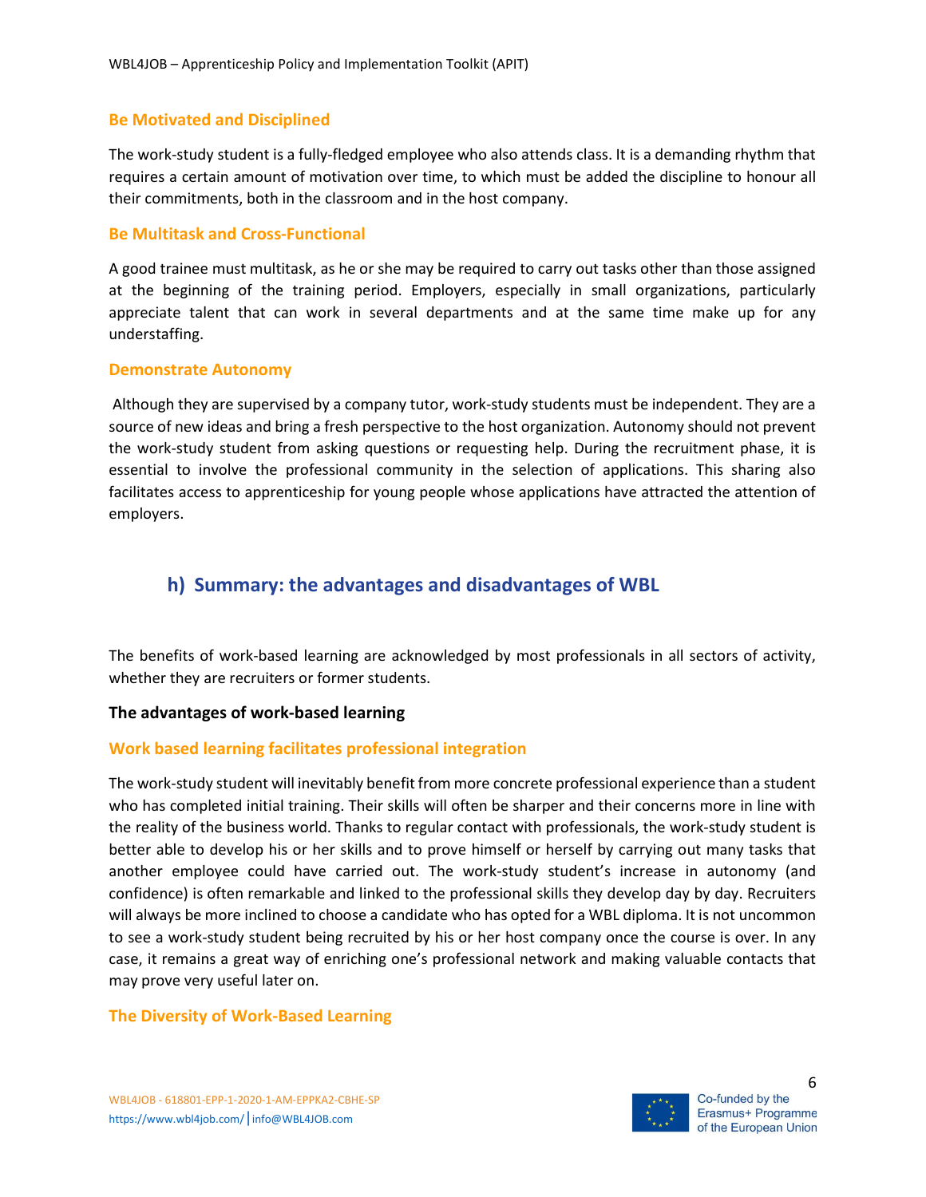### Be Motivated and Disciplined

The work-study student is a fully-fledged employee who also attends class. It is a demanding rhythm that requires a certain amount of motivation over time, to which must be added the discipline to honour all their commitments, both in the classroom and in the host company.

### Be Multitask and Cross-Functional

A good trainee must multitask, as he or she may be required to carry out tasks other than those assigned at the beginning of the training period. Employers, especially in small organizations, particularly appreciate talent that can work in several departments and at the same time make up for any understaffing.

### Demonstrate Autonomy

Although they are supervised by a company tutor, work-study students must be independent. They are a source of new ideas and bring a fresh perspective to the host organization. Autonomy should not prevent the work-study student from asking questions or requesting help. During the recruitment phase, it is essential to involve the professional community in the selection of applications. This sharing also facilitates access to apprenticeship for young people whose applications have attracted the attention of employers.

## h) Summary: the advantages and disadvantages of WBL

The benefits of work-based learning are acknowledged by most professionals in all sectors of activity, whether they are recruiters or former students.

**The advantages of work-based learning**

### Work based learning facilitates professional integration

The work-study student will inevitably benefit from more concrete professional experience than a student who has completed initial training. Their skills will often be sharper and their concerns more in line with the reality of the business world. Thanks to regular contact with professionals, the work-study student is better able to develop his or her skills and to prove himself or herself by carrying out many tasks that another employee could have carried out. The work-study student's increase in autonomy (and confidence) is often remarkable and linked to the professional skills they develop day by day. Recruiters will always be more inclined to choose a candidate who has opted for a WBL diploma. It is not uncommon to see a work-study student being recruited by his or her host company once the course is over. In any case, it remains a great way of enriching one's professional network and making valuable contacts that may prove very useful later on.

### The Diversity of Work-Based Learning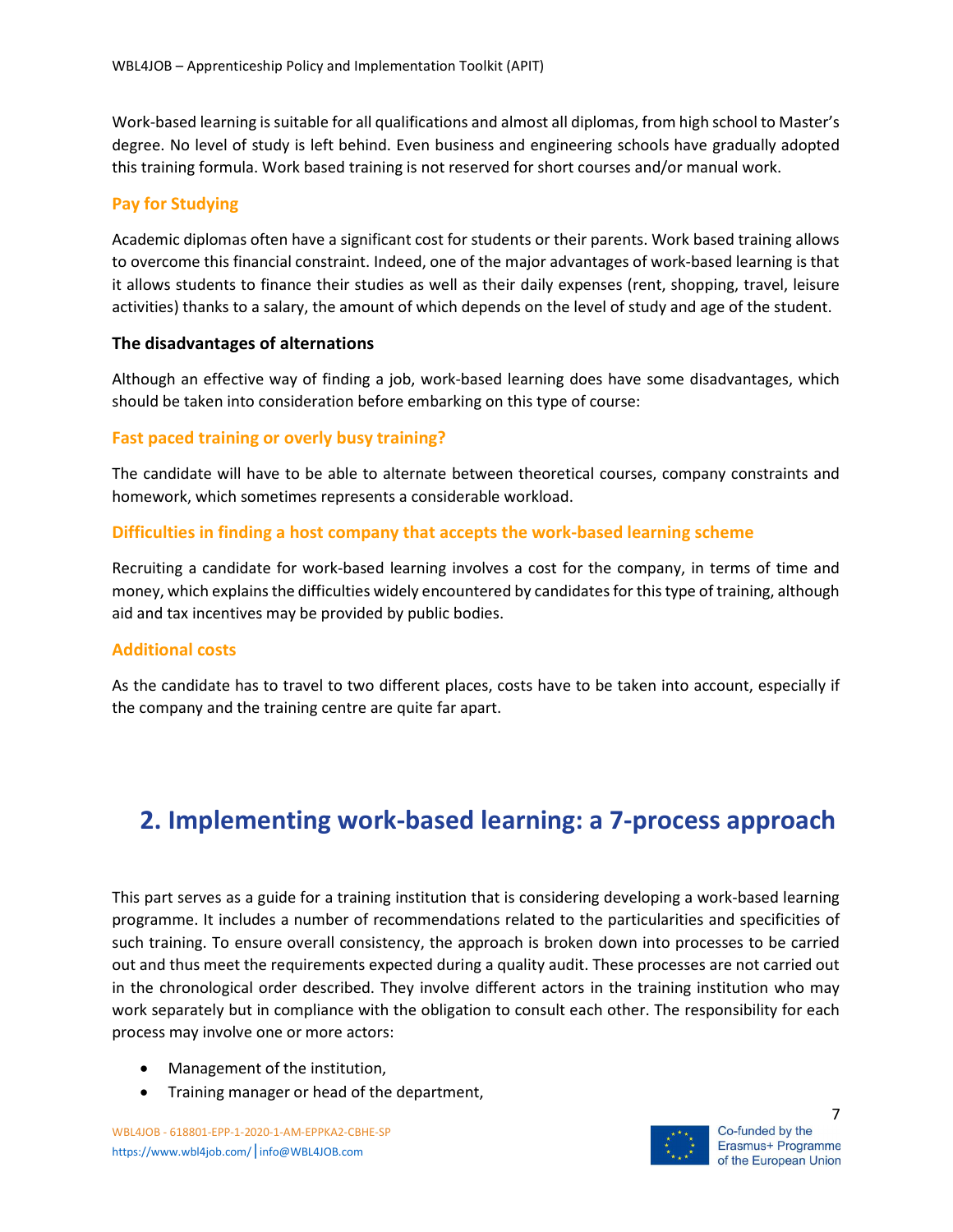Work-based learning is suitable for all qualifications and almost all diplomas, from high school to Master's degree. No level of study is left behind. Even business and engineering schools have gradually adopted this training formula. Work based training is not reserved for short courses and/or manual work.

#### Pay for Studying

Academic diplomas often have a significant cost for students or their parents. Work based training allows to overcome this financial constraint. Indeed, one of the major advantages of work-based learning is that it allows students to finance their studies as well as their daily expenses (rent, shopping, travel, leisure activities) thanks to a salary, the amount of which depends on the level of study and age of the student.

### The disadvantages of alternations

Although an effective way of finding a job, work-based learning does have some disadvantages, which should be taken into consideration before embarking on this type of course:

#### Fast paced training or overly busy training?

The candidate will have to be able to alternate between theoretical courses, company constraints and homework, which sometimes represents a considerable workload.

#### Difficulties in finding a host company that accepts the work-based learning scheme

Recruiting a candidate for work-based learning involves a cost for the company, in terms of time and money, which explains the difficulties widely encountered by candidates for this type of training, although aid and tax incentives may be provided by public bodies.

#### Additional costs

As the candidate has to travel to two different places, costs have to be taken into account, especially if the company and the training centre are quite far apart.

## 2. Implementing work-based learning: a 7-process approach

This part serves as a guide for a training institution that is considering developing a work-based learning programme. It includes a number of recommendations related to the particularities and specificities of such training. To ensure overall consistency, the approach is broken down into processes to be carried out and thus meet the requirements expected during a quality audit. These processes are not carried out in the chronological order described. They involve different actors in the training institution who may work separately but in compliance with the obligation to consult each other. The responsibility for each process may involve one or more actors:

- Management of the institution,
- Training manager or head of the department,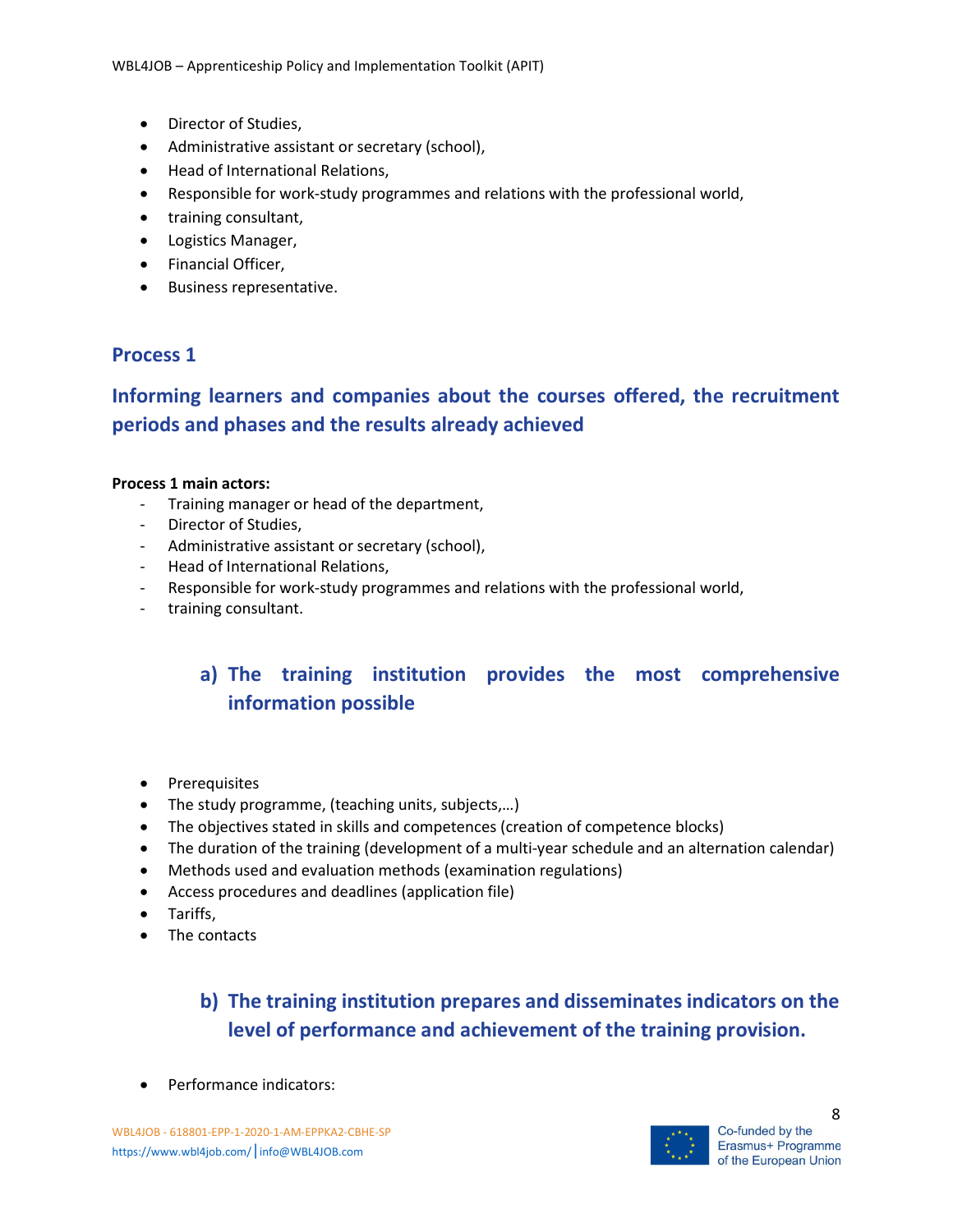- Director of Studies,
- Administrative assistant or secretary (school),
- Head of International Relations,
- Responsible for work-study programmes and relations with the professional world,
- training consultant,
- Logistics Manager,
- Financial Officer,
- Business representative.

## Process 1

## Informing learners and companies about the courses offered, the recruitment periods and phases and the results already achieved

**Process 1 main actors:**

- Training manager or head of the department,
- Director of Studies,
- Administrative assistant or secretary (school),
- Head of International Relations,
- Responsible for work-study programmes and relations with the professional world,
- training consultant.

### a) The training institution provides the most comprehensive information possible

- Prerequisites
- The study programme, (teaching units, subjects,…)
- The objectives stated in skills and competences (creation of competence blocks)
- The duration of the training (development of a multi-year schedule and an alternation calendar)
- Methods used and evaluation methods (examination regulations)
- Access procedures and deadlines (application file)
- Tariffs,
- The contacts

### b) The training institution prepares and disseminates indicators on the level of performance and achievement of the training provision.

- Performance indicators: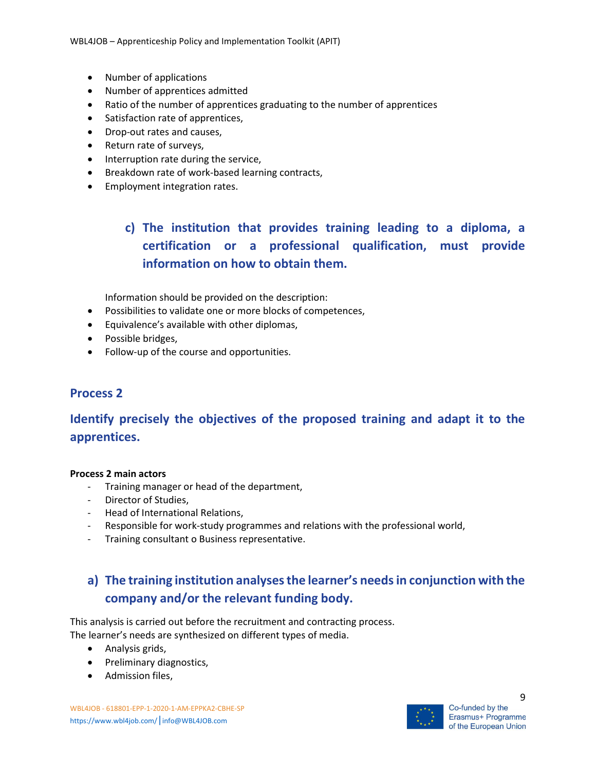- Number of applications
- Number of apprentices admitted
- Ratio of the number of apprentices graduating to the number of apprentices
- Satisfaction rate of apprentices,
- Drop-out rates and causes,
- Return rate of surveys,
- Interruption rate during the service,
- Breakdown rate of work-based learning contracts,
- Employment integration rates.

### c) The institution that provides training leading to a diploma, a certification or a professional qualification, must provide information on how to obtain them.

Information should be provided on the description:

- Possibilities to validate one or more blocks of competences,
- Equivalence's available with other diplomas,
- Possible bridges,
- Follow-up of the course and opportunities.

## Process 2

## Identify precisely the objectives of the proposed training and adapt it to the apprentices.

**Process 2 main actors**

- Training manager or head of the department,
- Director of Studies,
- Head of International Relations,
- Responsible for work-study programmes and relations with the professional world,
- Training consultant o Business representative.

### a) The training institution analyses the learner's needs in conjunction with the company and/or the relevant funding body.

This analysis is carried out before the recruitment and contracting process.
The learner's needs are synthesized on different types of media.

- Analysis grids,
- Preliminary diagnostics,
- Admission files,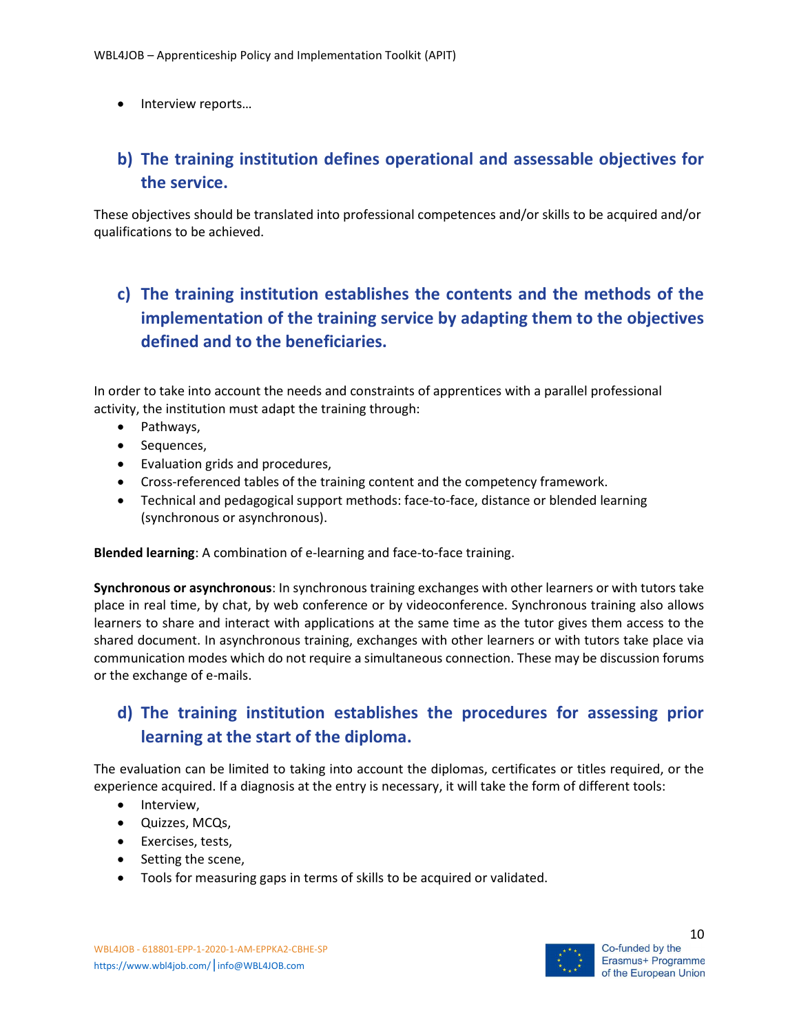- Interview reports…

### b) The training institution defines operational and assessable objectives for the service.

These objectives should be translated into professional competences and/or skills to be acquired and/or qualifications to be achieved.

### c) The training institution establishes the contents and the methods of the implementation of the training service by adapting them to the objectives defined and to the beneficiaries.

In order to take into account the needs and constraints of apprentices with a parallel professional activity, the institution must adapt the training through:

- Pathways,
- Sequences,
- Evaluation grids and procedures,
- Cross-referenced tables of the training content and the competency framework.
- Technical and pedagogical support methods: face-to-face, distance or blended learning (synchronous or asynchronous).

**Blended learning**: A combination of e-learning and face-to-face training.

**Synchronous or asynchronous**: In synchronous training exchanges with other learners or with tutors take place in real time, by chat, by web conference or by videoconference. Synchronous training also allows learners to share and interact with applications at the same time as the tutor gives them access to the shared document. In asynchronous training, exchanges with other learners or with tutors take place via communication modes which do not require a simultaneous connection. These may be discussion forums or the exchange of e-mails.

### d) The training institution establishes the procedures for assessing prior learning at the start of the diploma.

The evaluation can be limited to taking into account the diplomas, certificates or titles required, or the experience acquired. If a diagnosis at the entry is necessary, it will take the form of different tools:

- Interview,
- Quizzes, MCQs,
- Exercises, tests,
- Setting the scene,
- Tools for measuring gaps in terms of skills to be acquired or validated.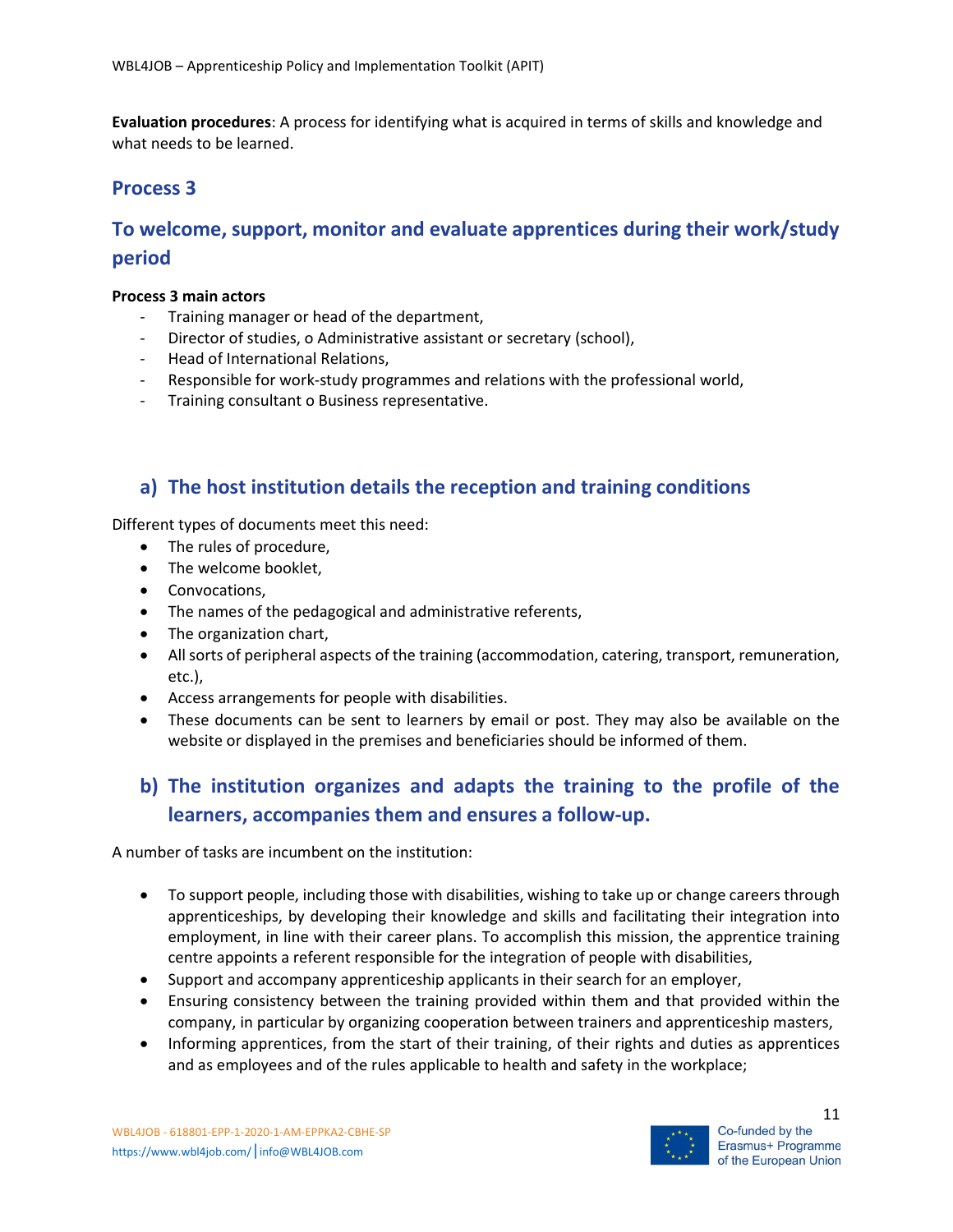**Evaluation procedures**: A process for identifying what is acquired in terms of skills and knowledge and what needs to be learned.

## Process 3

## To welcome, support, monitor and evaluate apprentices during their work/study period

**Process 3 main actors**

- Training manager or head of the department,
- Director of studies, o Administrative assistant or secretary (school),
- Head of International Relations,
- Responsible for work-study programmes and relations with the professional world,
- Training consultant o Business representative.

### a) The host institution details the reception and training conditions

Different types of documents meet this need:

- The rules of procedure,
- The welcome booklet,
- Convocations,
- The names of the pedagogical and administrative referents,
- The organization chart,
- All sorts of peripheral aspects of the training (accommodation, catering, transport, remuneration, etc.),
- Access arrangements for people with disabilities.
- These documents can be sent to learners by email or post. They may also be available on the website or displayed in the premises and beneficiaries should be informed of them.

### b) The institution organizes and adapts the training to the profile of the learners, accompanies them and ensures a follow-up.

A number of tasks are incumbent on the institution:

- To support people, including those with disabilities, wishing to take up or change careers through apprenticeships, by developing their knowledge and skills and facilitating their integration into employment, in line with their career plans. To accomplish this mission, the apprentice training centre appoints a referent responsible for the integration of people with disabilities,
- Support and accompany apprenticeship applicants in their search for an employer,
- Ensuring consistency between the training provided within them and that provided within the company, in particular by organizing cooperation between trainers and apprenticeship masters,
- Informing apprentices, from the start of their training, of their rights and duties as apprentices and as employees and of the rules applicable to health and safety in the workplace;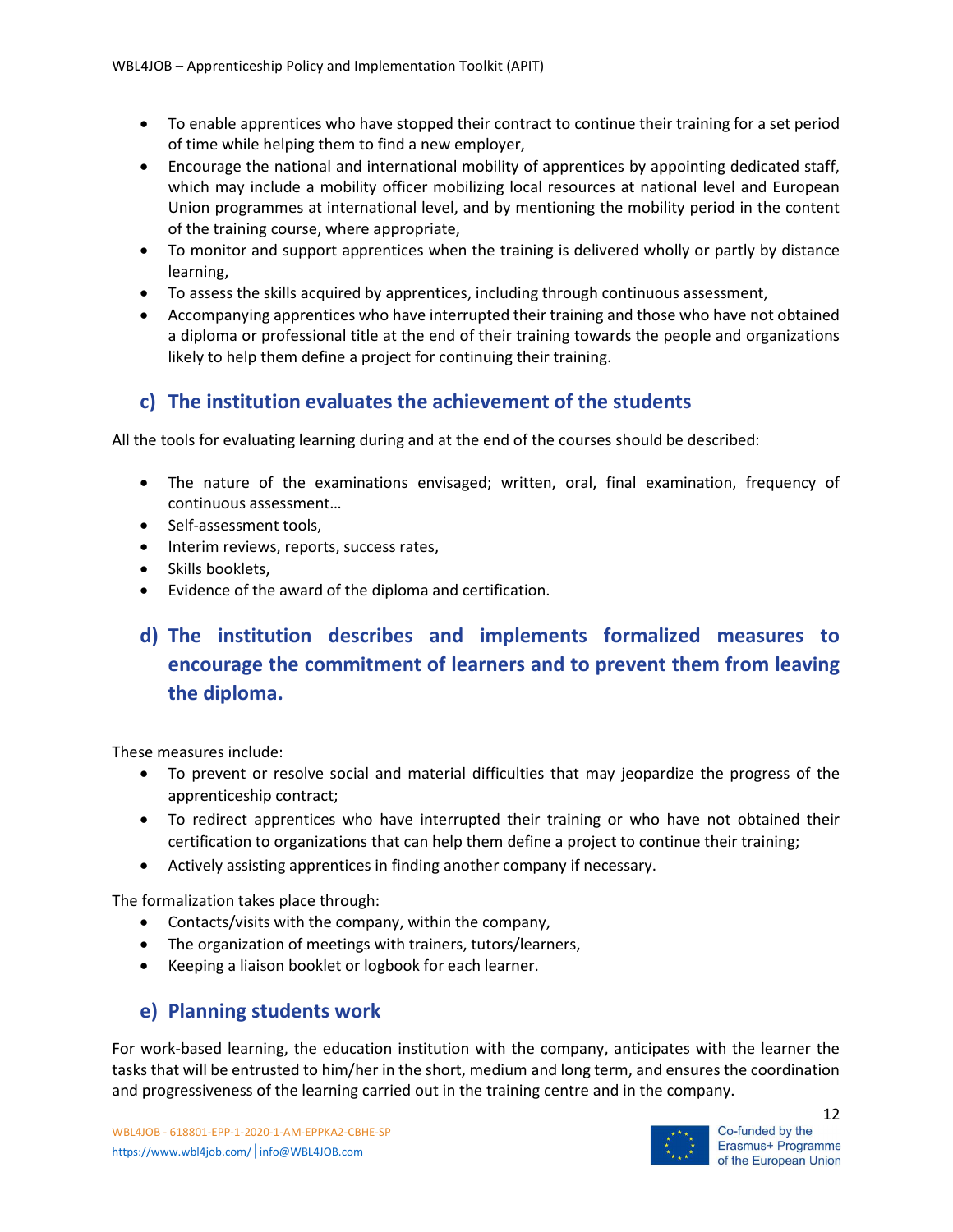- To enable apprentices who have stopped their contract to continue their training for a set period of time while helping them to find a new employer,
- Encourage the national and international mobility of apprentices by appointing dedicated staff, which may include a mobility officer mobilizing local resources at national level and European Union programmes at international level, and by mentioning the mobility period in the content of the training course, where appropriate,
- To monitor and support apprentices when the training is delivered wholly or partly by distance learning,
- To assess the skills acquired by apprentices, including through continuous assessment,
- Accompanying apprentices who have interrupted their training and those who have not obtained a diploma or professional title at the end of their training towards the people and organizations likely to help them define a project for continuing their training.

### c) The institution evaluates the achievement of the students

All the tools for evaluating learning during and at the end of the courses should be described:

- The nature of the examinations envisaged; written, oral, final examination, frequency of continuous assessment…
- Self-assessment tools,
- Interim reviews, reports, success rates,
- Skills booklets,
- Evidence of the award of the diploma and certification.

### d) The institution describes and implements formalized measures to encourage the commitment of learners and to prevent them from leaving the diploma.

These measures include:

- To prevent or resolve social and material difficulties that may jeopardize the progress of the apprenticeship contract;
- To redirect apprentices who have interrupted their training or who have not obtained their certification to organizations that can help them define a project to continue their training;
- Actively assisting apprentices in finding another company if necessary.

The formalization takes place through:

- Contacts/visits with the company, within the company,
- The organization of meetings with trainers, tutors/learners,
- Keeping a liaison booklet or logbook for each learner.

### e) Planning students work

For work-based learning, the education institution with the company, anticipates with the learner the tasks that will be entrusted to him/her in the short, medium and long term, and ensures the coordination and progressiveness of the learning carried out in the training centre and in the company.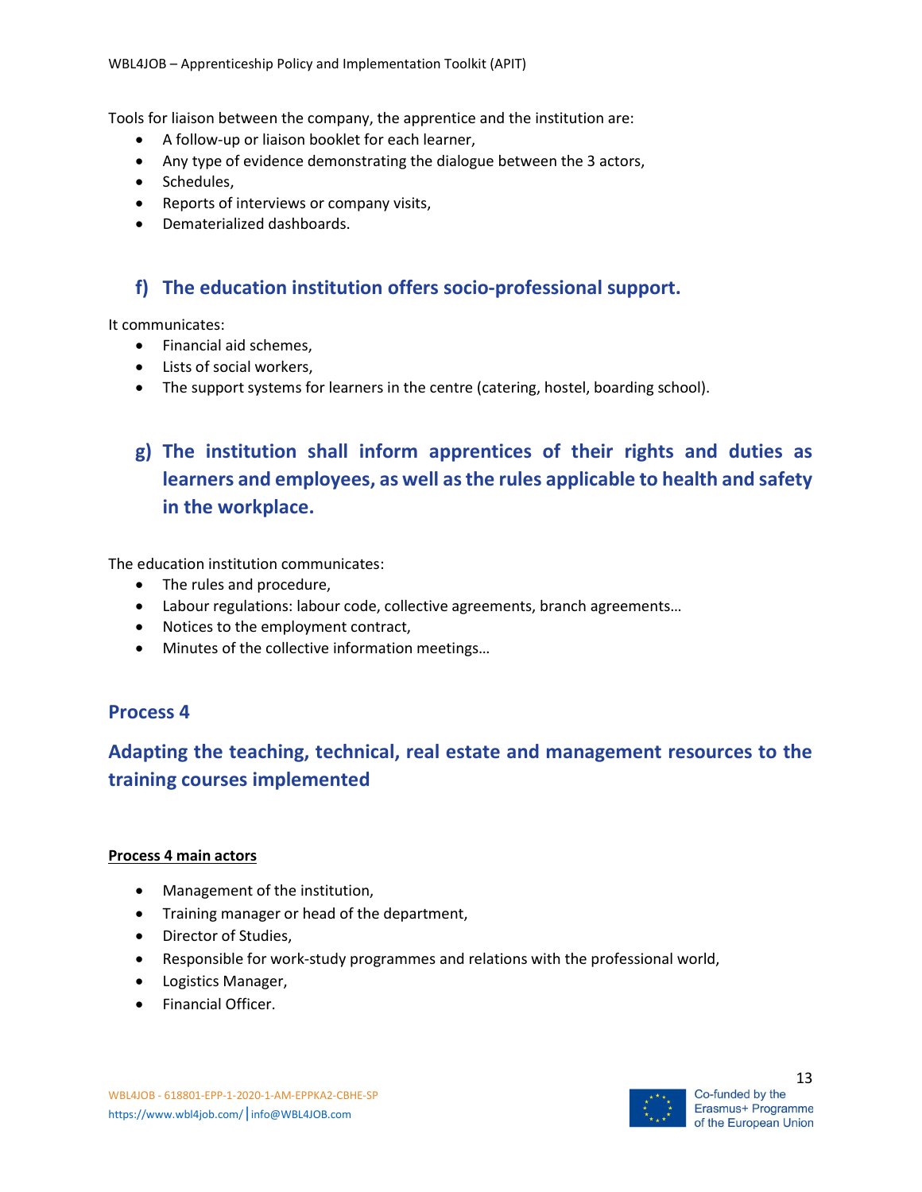Tools for liaison between the company, the apprentice and the institution are:

- A follow-up or liaison booklet for each learner,
- Any type of evidence demonstrating the dialogue between the 3 actors,
- Schedules,
- Reports of interviews or company visits,
- Dematerialized dashboards.

### f) The education institution offers socio-professional support.

It communicates:

- Financial aid schemes,
- Lists of social workers,
- The support systems for learners in the centre (catering, hostel, boarding school).

### g) The institution shall inform apprentices of their rights and duties as learners and employees, as well as the rules applicable to health and safety in the workplace.

The education institution communicates:

- The rules and procedure,
- Labour regulations: labour code, collective agreements, branch agreements…
- Notices to the employment contract,
- Minutes of the collective information meetings…

## Process 4

## Adapting the teaching, technical, real estate and management resources to the training courses implemented

**Process 4 main actors**

- Management of the institution,
- Training manager or head of the department,
- Director of Studies,
- Responsible for work-study programmes and relations with the professional world,
- Logistics Manager,
- Financial Officer.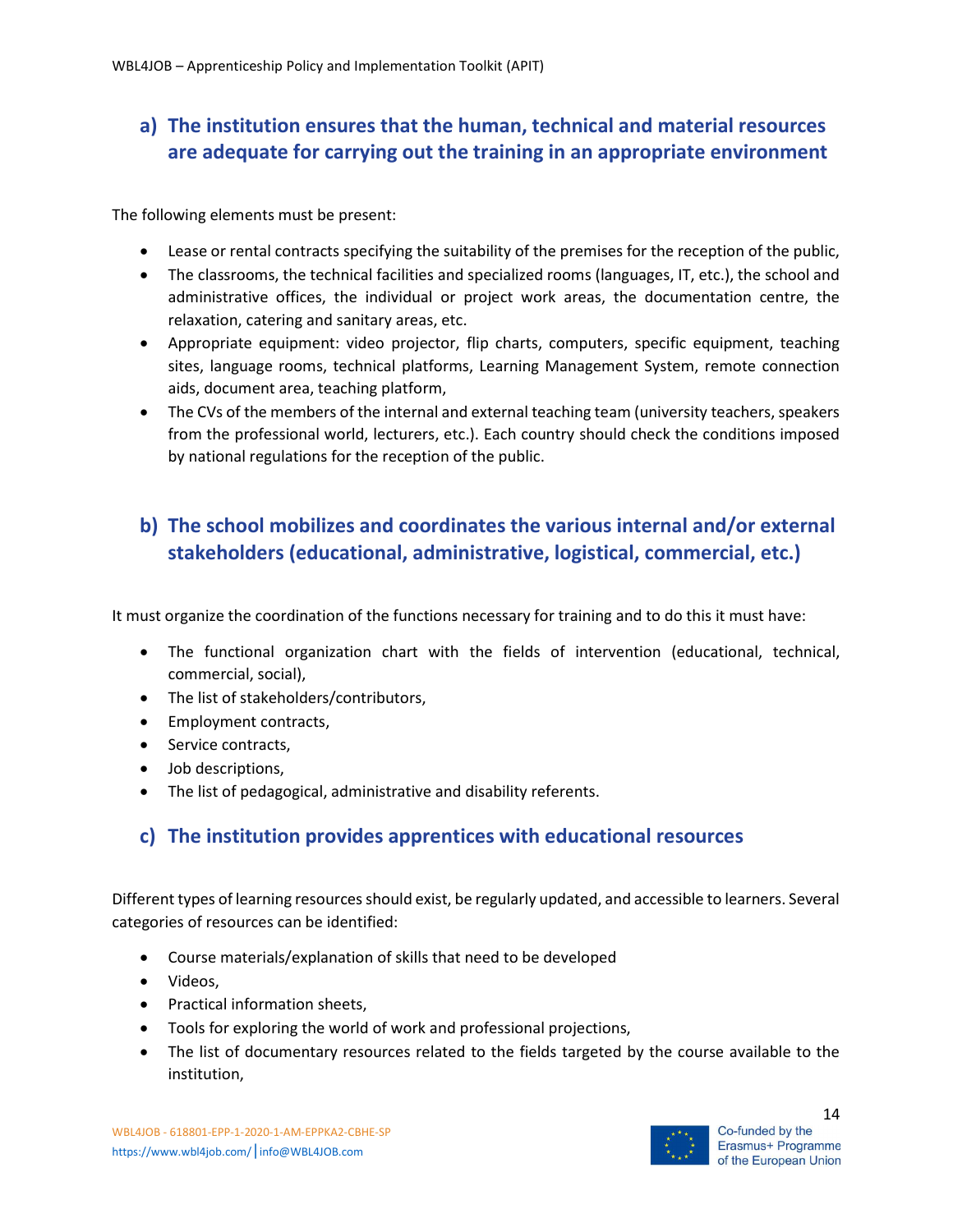## a) The institution ensures that the human, technical and material resources are adequate for carrying out the training in an appropriate environment

The following elements must be present:

- Lease or rental contracts specifying the suitability of the premises for the reception of the public,
- The classrooms, the technical facilities and specialized rooms (languages, IT, etc.), the school and administrative offices, the individual or project work areas, the documentation centre, the relaxation, catering and sanitary areas, etc.
- Appropriate equipment: video projector, flip charts, computers, specific equipment, teaching sites, language rooms, technical platforms, Learning Management System, remote connection aids, document area, teaching platform,
- The CVs of the members of the internal and external teaching team (university teachers, speakers from the professional world, lecturers, etc.). Each country should check the conditions imposed by national regulations for the reception of the public.

## b) The school mobilizes and coordinates the various internal and/or external stakeholders (educational, administrative, logistical, commercial, etc.)

It must organize the coordination of the functions necessary for training and to do this it must have:

- The functional organization chart with the fields of intervention (educational, technical, commercial, social),
- The list of stakeholders/contributors,
- Employment contracts,
- Service contracts,
- Job descriptions,
- The list of pedagogical, administrative and disability referents.

## c) The institution provides apprentices with educational resources

Different types of learning resources should exist, be regularly updated, and accessible to learners. Several categories of resources can be identified:

- Course materials/explanation of skills that need to be developed
- Videos,
- Practical information sheets,
- Tools for exploring the world of work and professional projections,
- The list of documentary resources related to the fields targeted by the course available to the institution,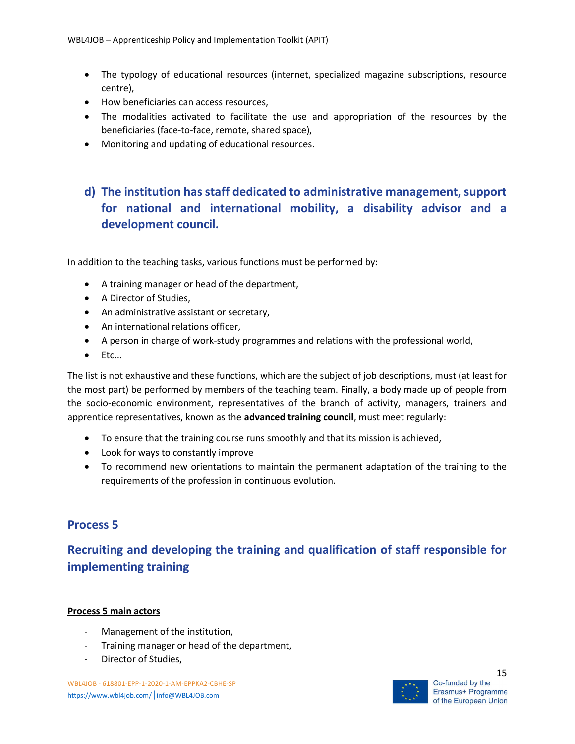- The typology of educational resources (internet, specialized magazine subscriptions, resource centre),
- How beneficiaries can access resources,
- The modalities activated to facilitate the use and appropriation of the resources by the beneficiaries (face-to-face, remote, shared space),
- Monitoring and updating of educational resources.

### d) The institution has staff dedicated to administrative management, support for national and international mobility, a disability advisor and a development council.

In addition to the teaching tasks, various functions must be performed by:

- A training manager or head of the department,
- A Director of Studies,
- An administrative assistant or secretary,
- An international relations officer,
- A person in charge of work-study programmes and relations with the professional world,
- Etc...

The list is not exhaustive and these functions, which are the subject of job descriptions, must (at least for the most part) be performed by members of the teaching team. Finally, a body made up of people from the socio-economic environment, representatives of the branch of activity, managers, trainers and apprentice representatives, known as the **advanced training council**, must meet regularly:

- To ensure that the training course runs smoothly and that its mission is achieved,
- Look for ways to constantly improve
- To recommend new orientations to maintain the permanent adaptation of the training to the requirements of the profession in continuous evolution.

## Process 5

## Recruiting and developing the training and qualification of staff responsible for implementing training

**Process 5 main actors**

- Management of the institution,
- Training manager or head of the department,
- Director of Studies,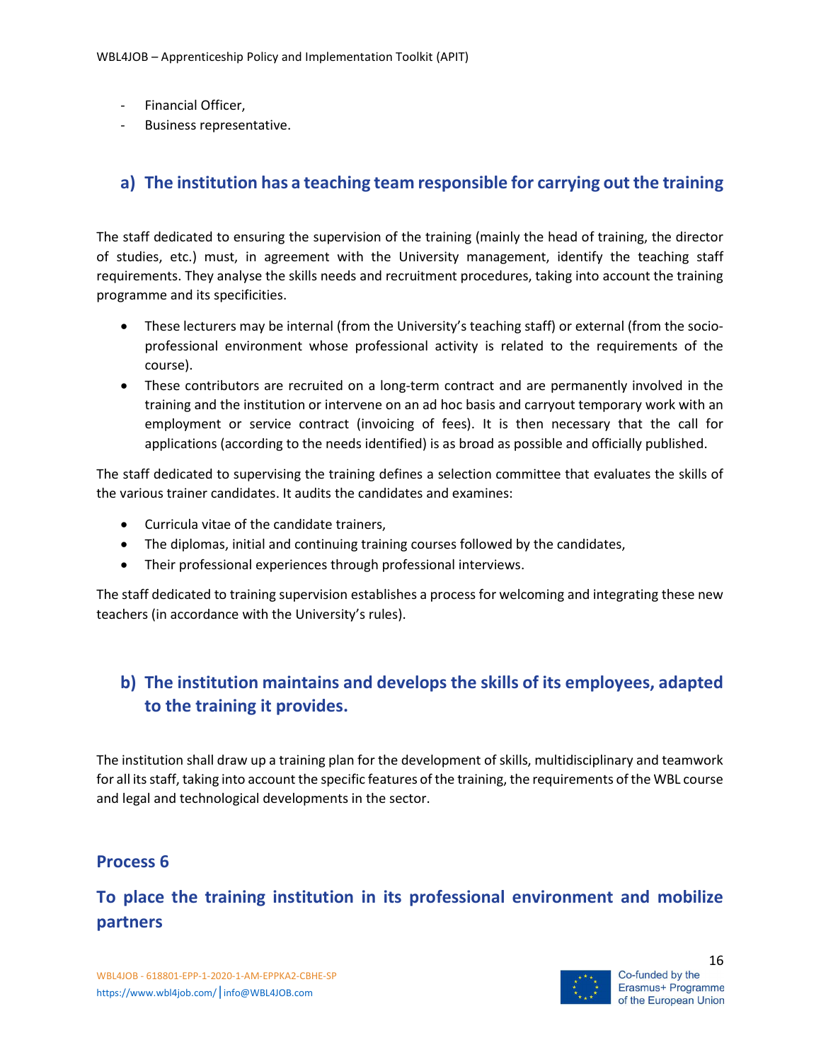- Financial Officer,
- Business representative.

## a) The institution has a teaching team responsible for carrying out the training

The staff dedicated to ensuring the supervision of the training (mainly the head of training, the director of studies, etc.) must, in agreement with the University management, identify the teaching staff requirements. They analyse the skills needs and recruitment procedures, taking into account the training programme and its specificities.

- These lecturers may be internal (from the University's teaching staff) or external (from the socio-professional environment whose professional activity is related to the requirements of the course).
- These contributors are recruited on a long-term contract and are permanently involved in the training and the institution or intervene on an ad hoc basis and carryout temporary work with an employment or service contract (invoicing of fees). It is then necessary that the call for applications (according to the needs identified) is as broad as possible and officially published.

The staff dedicated to supervising the training defines a selection committee that evaluates the skills of the various trainer candidates. It audits the candidates and examines:

- Curricula vitae of the candidate trainers,
- The diplomas, initial and continuing training courses followed by the candidates,
- Their professional experiences through professional interviews.

The staff dedicated to training supervision establishes a process for welcoming and integrating these new teachers (in accordance with the University's rules).

## b) The institution maintains and develops the skills of its employees, adapted to the training it provides.

The institution shall draw up a training plan for the development of skills, multidisciplinary and teamwork for all its staff, taking into account the specific features of the training, the requirements of the WBL course and legal and technological developments in the sector.

## Process 6

## To place the training institution in its professional environment and mobilize partners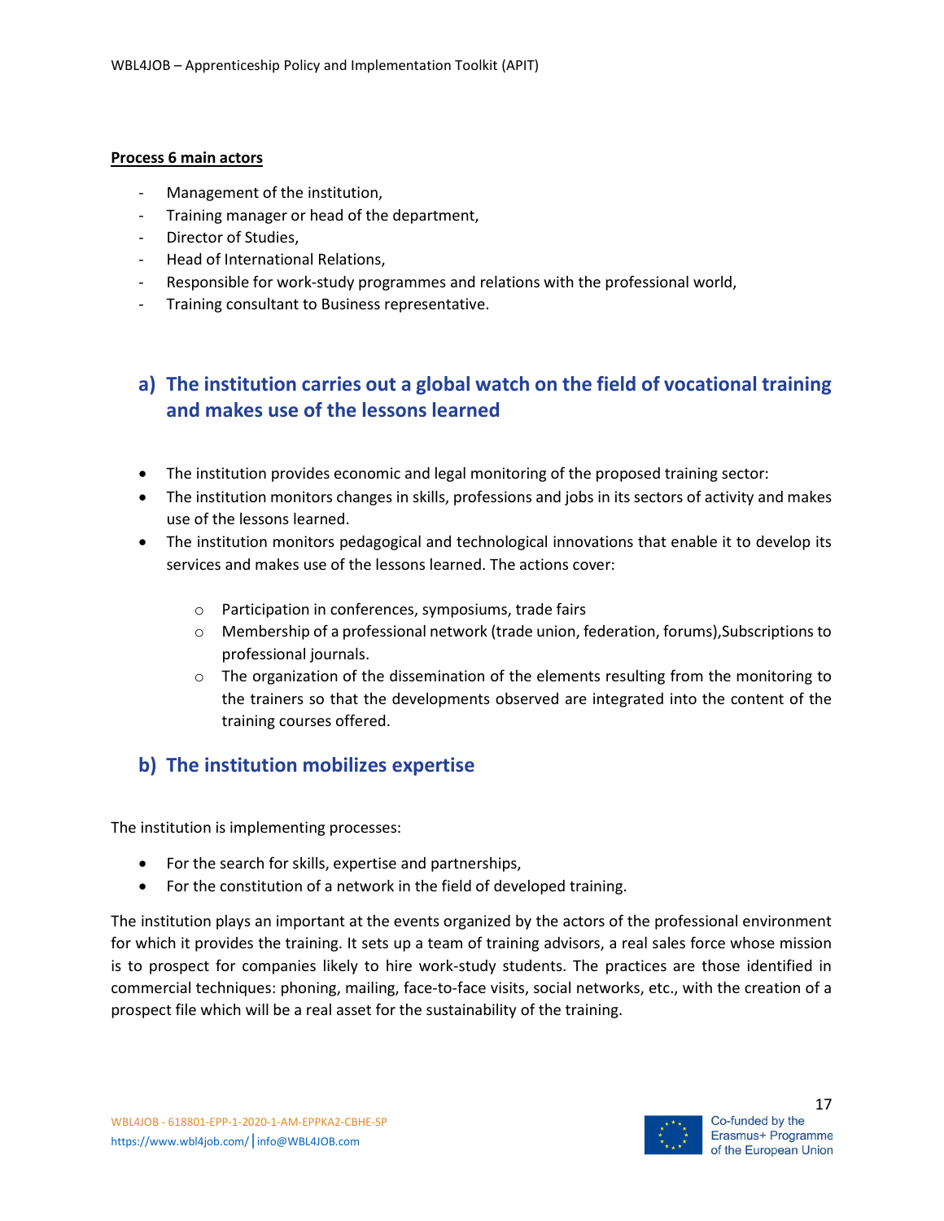**Process 6 main actors**

- Management of the institution,
- Training manager or head of the department,
- Director of Studies,
- Head of International Relations,
- Responsible for work-study programmes and relations with the professional world,
- Training consultant to Business representative.

## a) The institution carries out a global watch on the field of vocational training and makes use of the lessons learned

- The institution provides economic and legal monitoring of the proposed training sector:
- The institution monitors changes in skills, professions and jobs in its sectors of activity and makes use of the lessons learned.
- The institution monitors pedagogical and technological innovations that enable it to develop its services and makes use of the lessons learned. The actions cover:
    - Participation in conferences, symposiums, trade fairs
    - Membership of a professional network (trade union, federation, forums),Subscriptions to professional journals.
    - The organization of the dissemination of the elements resulting from the monitoring to the trainers so that the developments observed are integrated into the content of the training courses offered.

## b) The institution mobilizes expertise

The institution is implementing processes:

- For the search for skills, expertise and partnerships,
- For the constitution of a network in the field of developed training.

The institution plays an important at the events organized by the actors of the professional environment for which it provides the training. It sets up a team of training advisors, a real sales force whose mission is to prospect for companies likely to hire work-study students. The practices are those identified in commercial techniques: phoning, mailing, face-to-face visits, social networks, etc., with the creation of a prospect file which will be a real asset for the sustainability of the training.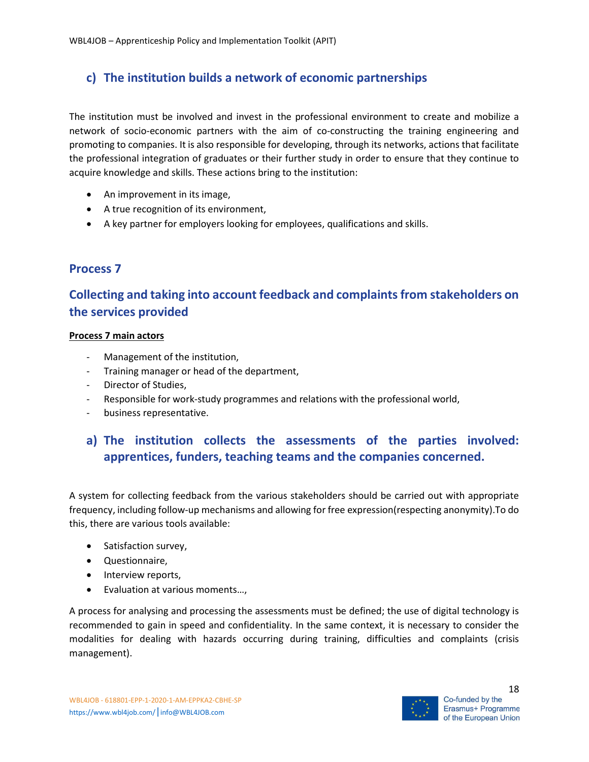### c) The institution builds a network of economic partnerships

The institution must be involved and invest in the professional environment to create and mobilize a network of socio-economic partners with the aim of co-constructing the training engineering and promoting to companies. It is also responsible for developing, through its networks, actions that facilitate the professional integration of graduates or their further study in order to ensure that they continue to acquire knowledge and skills. These actions bring to the institution:

- An improvement in its image,
- A true recognition of its environment,
- A key partner for employers looking for employees, qualifications and skills.

## Process 7

## Collecting and taking into account feedback and complaints from stakeholders on the services provided

**Process 7 main actors**

- Management of the institution,
- Training manager or head of the department,
- Director of Studies,
- Responsible for work-study programmes and relations with the professional world,
- business representative.

### a) The institution collects the assessments of the parties involved: apprentices, funders, teaching teams and the companies concerned.

A system for collecting feedback from the various stakeholders should be carried out with appropriate frequency, including follow-up mechanisms and allowing for free expression(respecting anonymity).To do this, there are various tools available:

- Satisfaction survey,
- Questionnaire,
- Interview reports,
- Evaluation at various moments…,

A process for analysing and processing the assessments must be defined; the use of digital technology is recommended to gain in speed and confidentiality. In the same context, it is necessary to consider the modalities for dealing with hazards occurring during training, difficulties and complaints (crisis management).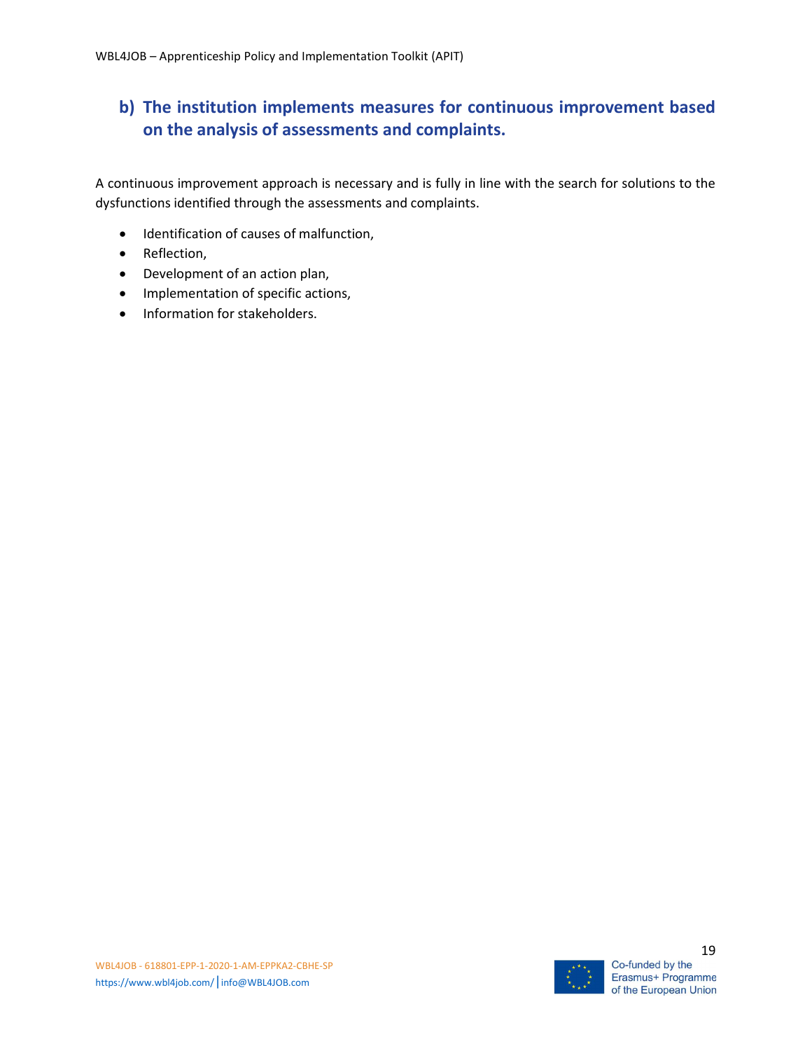## b) The institution implements measures for continuous improvement based on the analysis of assessments and complaints.

A continuous improvement approach is necessary and is fully in line with the search for solutions to the dysfunctions identified through the assessments and complaints.

- Identification of causes of malfunction,
- Reflection,
- Development of an action plan,
- Implementation of specific actions,
- Information for stakeholders.